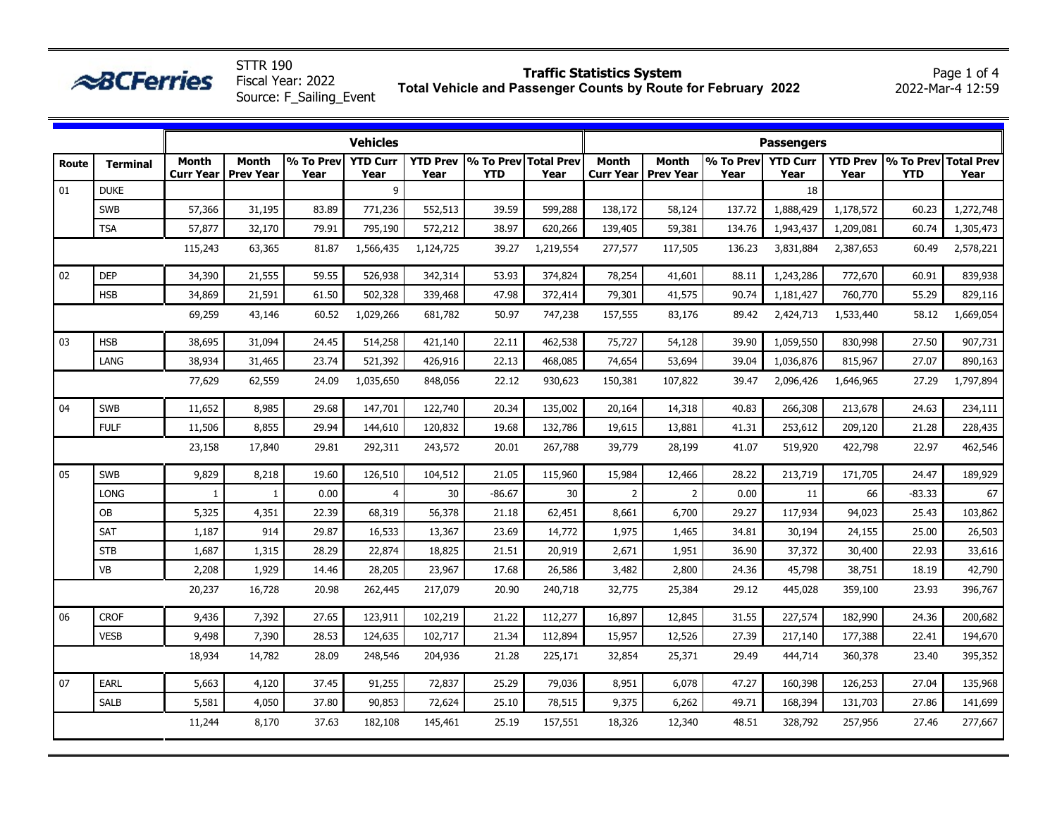BCFerries

STTR 190
Fiscal Year: 2022
Source: F_Sailing_Event

**Traffic Statistics System**
**Total Vehicle and Passenger Counts by Route for February 2022**

2022-Mar-4 12:59

| | | Vehicles | | | | | | | Passengers | | | | | | |
|---|---|---|---|---|---|---|---|---|---|---|---|---|---|---|---|
| **Route** | **Terminal** | **Month Curr Year** | **Month Prev Year** | **% To Prev Year** | **YTD Curr Year** | **YTD Prev Year** | **% To Prev YTD** | **Total Prev Year** | **Month Curr Year** | **Month Prev Year** | **% To Prev Year** | **YTD Curr Year** | **YTD Prev Year** | **% To Prev YTD** | **Total Prev Year** |
| 01 | DUKE | | | | 9 | | | | | | | 18 | | | |
| | SWB | 57,366 | 31,195 | 83.89 | 771,236 | 552,513 | 39.59 | 599,288 | 138,172 | 58,124 | 137.72 | 1,888,429 | 1,178,572 | 60.23 | 1,272,748 |
| | TSA | 57,877 | 32,170 | 79.91 | 795,190 | 572,212 | 38.97 | 620,266 | 139,405 | 59,381 | 134.76 | 1,943,437 | 1,209,081 | 60.74 | 1,305,473 |
| | | 115,243 | 63,365 | 81.87 | 1,566,435 | 1,124,725 | 39.27 | 1,219,554 | 277,577 | 117,505 | 136.23 | 3,831,884 | 2,387,653 | 60.49 | 2,578,221 |
| 02 | DEP | 34,390 | 21,555 | 59.55 | 526,938 | 342,314 | 53.93 | 374,824 | 78,254 | 41,601 | 88.11 | 1,243,286 | 772,670 | 60.91 | 839,938 |
| | HSB | 34,869 | 21,591 | 61.50 | 502,328 | 339,468 | 47.98 | 372,414 | 79,301 | 41,575 | 90.74 | 1,181,427 | 760,770 | 55.29 | 829,116 |
| | | 69,259 | 43,146 | 60.52 | 1,029,266 | 681,782 | 50.97 | 747,238 | 157,555 | 83,176 | 89.42 | 2,424,713 | 1,533,440 | 58.12 | 1,669,054 |
| 03 | HSB | 38,695 | 31,094 | 24.45 | 514,258 | 421,140 | 22.11 | 462,538 | 75,727 | 54,128 | 39.90 | 1,059,550 | 830,998 | 27.50 | 907,731 |
| | LANG | 38,934 | 31,465 | 23.74 | 521,392 | 426,916 | 22.13 | 468,085 | 74,654 | 53,694 | 39.04 | 1,036,876 | 815,967 | 27.07 | 890,163 |
| | | 77,629 | 62,559 | 24.09 | 1,035,650 | 848,056 | 22.12 | 930,623 | 150,381 | 107,822 | 39.47 | 2,096,426 | 1,646,965 | 27.29 | 1,797,894 |
| 04 | SWB | 11,652 | 8,985 | 29.68 | 147,701 | 122,740 | 20.34 | 135,002 | 20,164 | 14,318 | 40.83 | 266,308 | 213,678 | 24.63 | 234,111 |
| | FULF | 11,506 | 8,855 | 29.94 | 144,610 | 120,832 | 19.68 | 132,786 | 19,615 | 13,881 | 41.31 | 253,612 | 209,120 | 21.28 | 228,435 |
| | | 23,158 | 17,840 | 29.81 | 292,311 | 243,572 | 20.01 | 267,788 | 39,779 | 28,199 | 41.07 | 519,920 | 422,798 | 22.97 | 462,546 |
| 05 | SWB | 9,829 | 8,218 | 19.60 | 126,510 | 104,512 | 21.05 | 115,960 | 15,984 | 12,466 | 28.22 | 213,719 | 171,705 | 24.47 | 189,929 |
| | LONG | 1 | 1 | 0.00 | 4 | 30 | -86.67 | 30 | 2 | 2 | 0.00 | 11 | 66 | -83.33 | 67 |
| | OB | 5,325 | 4,351 | 22.39 | 68,319 | 56,378 | 21.18 | 62,451 | 8,661 | 6,700 | 29.27 | 117,934 | 94,023 | 25.43 | 103,862 |
| | SAT | 1,187 | 914 | 29.87 | 16,533 | 13,367 | 23.69 | 14,772 | 1,975 | 1,465 | 34.81 | 30,194 | 24,155 | 25.00 | 26,503 |
| | STB | 1,687 | 1,315 | 28.29 | 22,874 | 18,825 | 21.51 | 20,919 | 2,671 | 1,951 | 36.90 | 37,372 | 30,400 | 22.93 | 33,616 |
| | VB | 2,208 | 1,929 | 14.46 | 28,205 | 23,967 | 17.68 | 26,586 | 3,482 | 2,800 | 24.36 | 45,798 | 38,751 | 18.19 | 42,790 |
| | | 20,237 | 16,728 | 20.98 | 262,445 | 217,079 | 20.90 | 240,718 | 32,775 | 25,384 | 29.12 | 445,028 | 359,100 | 23.93 | 396,767 |
| 06 | CROF | 9,436 | 7,392 | 27.65 | 123,911 | 102,219 | 21.22 | 112,277 | 16,897 | 12,845 | 31.55 | 227,574 | 182,990 | 24.36 | 200,682 |
| | VESB | 9,498 | 7,390 | 28.53 | 124,635 | 102,717 | 21.34 | 112,894 | 15,957 | 12,526 | 27.39 | 217,140 | 177,388 | 22.41 | 194,670 |
| | | 18,934 | 14,782 | 28.09 | 248,546 | 204,936 | 21.28 | 225,171 | 32,854 | 25,371 | 29.49 | 444,714 | 360,378 | 23.40 | 395,352 |
| 07 | EARL | 5,663 | 4,120 | 37.45 | 91,255 | 72,837 | 25.29 | 79,036 | 8,951 | 6,078 | 47.27 | 160,398 | 126,253 | 27.04 | 135,968 |
| | SALB | 5,581 | 4,050 | 37.80 | 90,853 | 72,624 | 25.10 | 78,515 | 9,375 | 6,262 | 49.71 | 168,394 | 131,703 | 27.86 | 141,699 |
| | | 11,244 | 8,170 | 37.63 | 182,108 | 145,461 | 25.19 | 157,551 | 18,326 | 12,340 | 48.51 | 328,792 | 257,956 | 27.46 | 277,667 |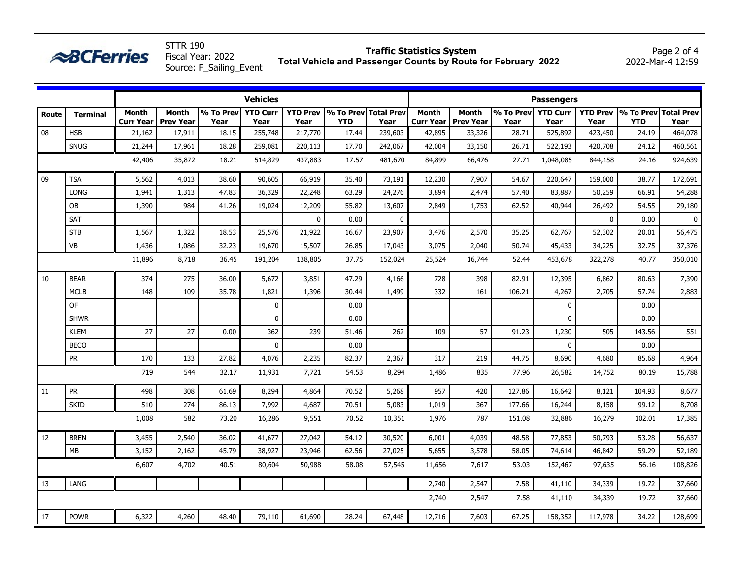**STTR 190**
Fiscal Year: 2022
Source: F_Sailing_Event

**Traffic Statistics System**
**Total Vehicle and Passenger Counts by Route for February 2022**

2022-Mar-4 12:59

| | | Vehicles | | | | | | | Passengers | | | | | | |
|---|---|---|---|---|---|---|---|---|---|---|---|---|---|---|---|
| Route | Terminal | Month Curr Year | Month Prev Year | % To Prev Year | YTD Curr Year | YTD Prev Year | % To Prev YTD | Total Prev Year | Month Curr Year | Month Prev Year | % To Prev Year | YTD Curr Year | YTD Prev Year | % To Prev YTD | Total Prev Year |
| 08 | HSB | 21,162 | 17,911 | 18.15 | 255,748 | 217,770 | 17.44 | 239,603 | 42,895 | 33,326 | 28.71 | 525,892 | 423,450 | 24.19 | 464,078 |
| | SNUG | 21,244 | 17,961 | 18.28 | 259,081 | 220,113 | 17.70 | 242,067 | 42,004 | 33,150 | 26.71 | 522,193 | 420,708 | 24.12 | 460,561 |
| | | 42,406 | 35,872 | 18.21 | 514,829 | 437,883 | 17.57 | 481,670 | 84,899 | 66,476 | 27.71 | 1,048,085 | 844,158 | 24.16 | 924,639 |
| 09 | TSA | 5,562 | 4,013 | 38.60 | 90,605 | 66,919 | 35.40 | 73,191 | 12,230 | 7,907 | 54.67 | 220,647 | 159,000 | 38.77 | 172,691 |
| | LONG | 1,941 | 1,313 | 47.83 | 36,329 | 22,248 | 63.29 | 24,276 | 3,894 | 2,474 | 57.40 | 83,887 | 50,259 | 66.91 | 54,288 |
| | OB | 1,390 | 984 | 41.26 | 19,024 | 12,209 | 55.82 | 13,607 | 2,849 | 1,753 | 62.52 | 40,944 | 26,492 | 54.55 | 29,180 |
| | SAT | | | | | 0 | 0.00 | 0 | | | | | 0 | 0.00 | 0 |
| | STB | 1,567 | 1,322 | 18.53 | 25,576 | 21,922 | 16.67 | 23,907 | 3,476 | 2,570 | 35.25 | 62,767 | 52,302 | 20.01 | 56,475 |
| | VB | 1,436 | 1,086 | 32.23 | 19,670 | 15,507 | 26.85 | 17,043 | 3,075 | 2,040 | 50.74 | 45,433 | 34,225 | 32.75 | 37,376 |
| | | 11,896 | 8,718 | 36.45 | 191,204 | 138,805 | 37.75 | 152,024 | 25,524 | 16,744 | 52.44 | 453,678 | 322,278 | 40.77 | 350,010 |
| 10 | BEAR | 374 | 275 | 36.00 | 5,672 | 3,851 | 47.29 | 4,166 | 728 | 398 | 82.91 | 12,395 | 6,862 | 80.63 | 7,390 |
| | MCLB | 148 | 109 | 35.78 | 1,821 | 1,396 | 30.44 | 1,499 | 332 | 161 | 106.21 | 4,267 | 2,705 | 57.74 | 2,883 |
| | OF | | | | 0 | | 0.00 | | | | | 0 | | 0.00 | |
| | SHWR | | | | 0 | | 0.00 | | | | | 0 | | 0.00 | |
| | KLEM | 27 | 27 | 0.00 | 362 | 239 | 51.46 | 262 | 109 | 57 | 91.23 | 1,230 | 505 | 143.56 | 551 |
| | BECO | | | | 0 | | 0.00 | | | | | 0 | | 0.00 | |
| | PR | 170 | 133 | 27.82 | 4,076 | 2,235 | 82.37 | 2,367 | 317 | 219 | 44.75 | 8,690 | 4,680 | 85.68 | 4,964 |
| | | 719 | 544 | 32.17 | 11,931 | 7,721 | 54.53 | 8,294 | 1,486 | 835 | 77.96 | 26,582 | 14,752 | 80.19 | 15,788 |
| 11 | PR | 498 | 308 | 61.69 | 8,294 | 4,864 | 70.52 | 5,268 | 957 | 420 | 127.86 | 16,642 | 8,121 | 104.93 | 8,677 |
| | SKID | 510 | 274 | 86.13 | 7,992 | 4,687 | 70.51 | 5,083 | 1,019 | 367 | 177.66 | 16,244 | 8,158 | 99.12 | 8,708 |
| | | 1,008 | 582 | 73.20 | 16,286 | 9,551 | 70.52 | 10,351 | 1,976 | 787 | 151.08 | 32,886 | 16,279 | 102.01 | 17,385 |
| 12 | BREN | 3,455 | 2,540 | 36.02 | 41,677 | 27,042 | 54.12 | 30,520 | 6,001 | 4,039 | 48.58 | 77,853 | 50,793 | 53.28 | 56,637 |
| | MB | 3,152 | 2,162 | 45.79 | 38,927 | 23,946 | 62.56 | 27,025 | 5,655 | 3,578 | 58.05 | 74,614 | 46,842 | 59.29 | 52,189 |
| | | 6,607 | 4,702 | 40.51 | 80,604 | 50,988 | 58.08 | 57,545 | 11,656 | 7,617 | 53.03 | 152,467 | 97,635 | 56.16 | 108,826 |
| 13 | LANG | | | | | | | | 2,740 | 2,547 | 7.58 | 41,110 | 34,339 | 19.72 | 37,660 |
| | | | | | | | | | 2,740 | 2,547 | 7.58 | 41,110 | 34,339 | 19.72 | 37,660 |
| 17 | POWR | 6,322 | 4,260 | 48.40 | 79,110 | 61,690 | 28.24 | 67,448 | 12,716 | 7,603 | 67.25 | 158,352 | 117,978 | 34.22 | 128,699 |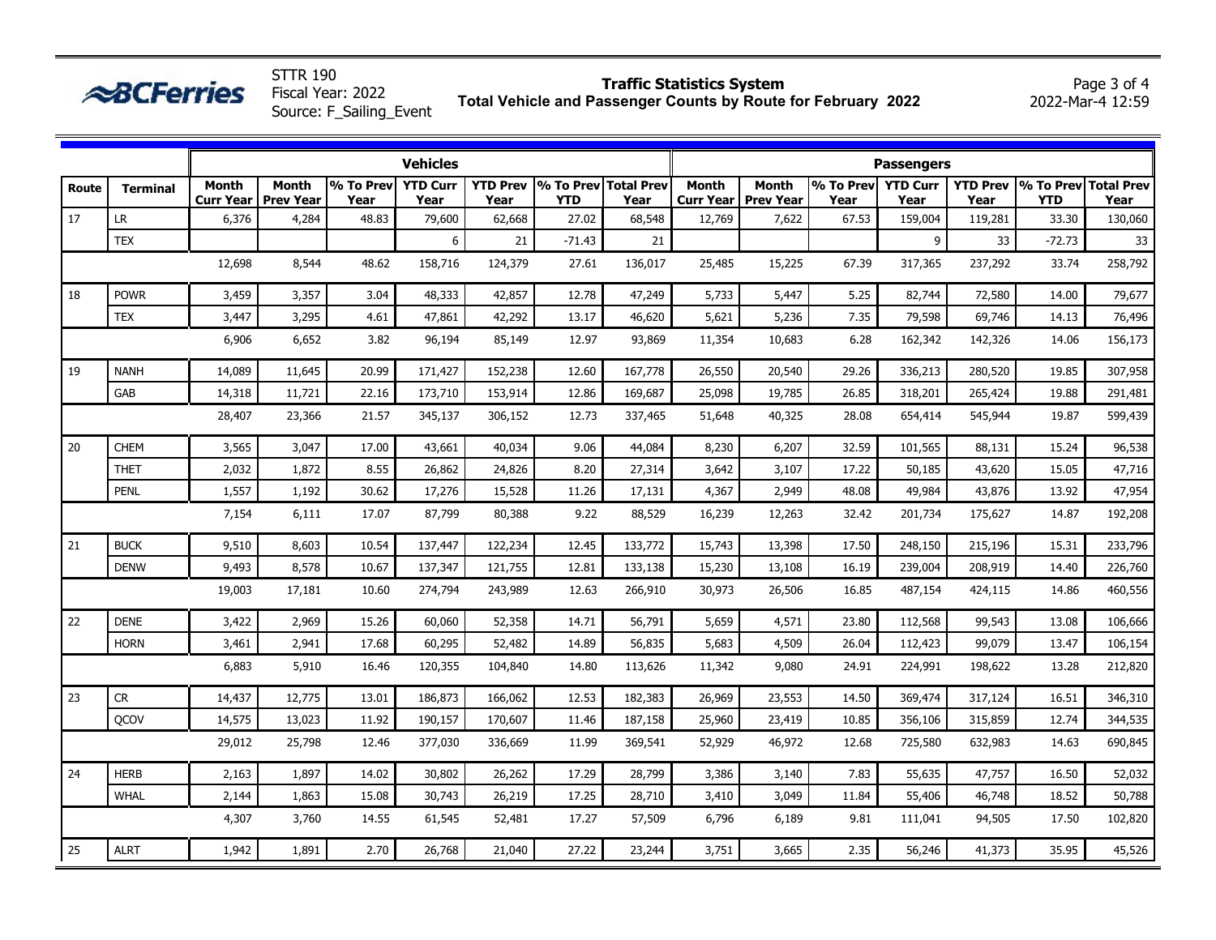**BCFerries**

STTR 190
Fiscal Year: 2022
Source: F_Sailing_Event

**Traffic Statistics System**
**Total Vehicle and Passenger Counts by Route for February 2022**

2022-Mar-4 12:59

| | | Vehicles | | | | | | | Passengers | | | | | | |
|---|---|---|---|---|---|---|---|---|---|---|---|---|---|---|---|
| Route | Terminal | Month Curr Year | Month Prev Year | % To Prev Year | YTD Curr Year | YTD Prev Year | % To Prev YTD | Total Prev Year | Month Curr Year | Month Prev Year | % To Prev Year | YTD Curr Year | YTD Prev Year | % To Prev YTD | Total Prev Year |
| 17 | LR | 6,376 | 4,284 | 48.83 | 79,600 | 62,668 | 27.02 | 68,548 | 12,769 | 7,622 | 67.53 | 159,004 | 119,281 | 33.30 | 130,060 |
| | TEX | | | | 6 | 21 | -71.43 | 21 | | | | 9 | 33 | -72.73 | 33 |
| | | 12,698 | 8,544 | 48.62 | 158,716 | 124,379 | 27.61 | 136,017 | 25,485 | 15,225 | 67.39 | 317,365 | 237,292 | 33.74 | 258,792 |
| 18 | POWR | 3,459 | 3,357 | 3.04 | 48,333 | 42,857 | 12.78 | 47,249 | 5,733 | 5,447 | 5.25 | 82,744 | 72,580 | 14.00 | 79,677 |
| | TEX | 3,447 | 3,295 | 4.61 | 47,861 | 42,292 | 13.17 | 46,620 | 5,621 | 5,236 | 7.35 | 79,598 | 69,746 | 14.13 | 76,496 |
| | | 6,906 | 6,652 | 3.82 | 96,194 | 85,149 | 12.97 | 93,869 | 11,354 | 10,683 | 6.28 | 162,342 | 142,326 | 14.06 | 156,173 |
| 19 | NANH | 14,089 | 11,645 | 20.99 | 171,427 | 152,238 | 12.60 | 167,778 | 26,550 | 20,540 | 29.26 | 336,213 | 280,520 | 19.85 | 307,958 |
| | GAB | 14,318 | 11,721 | 22.16 | 173,710 | 153,914 | 12.86 | 169,687 | 25,098 | 19,785 | 26.85 | 318,201 | 265,424 | 19.88 | 291,481 |
| | | 28,407 | 23,366 | 21.57 | 345,137 | 306,152 | 12.73 | 337,465 | 51,648 | 40,325 | 28.08 | 654,414 | 545,944 | 19.87 | 599,439 |
| 20 | CHEM | 3,565 | 3,047 | 17.00 | 43,661 | 40,034 | 9.06 | 44,084 | 8,230 | 6,207 | 32.59 | 101,565 | 88,131 | 15.24 | 96,538 |
| | THET | 2,032 | 1,872 | 8.55 | 26,862 | 24,826 | 8.20 | 27,314 | 3,642 | 3,107 | 17.22 | 50,185 | 43,620 | 15.05 | 47,716 |
| | PENL | 1,557 | 1,192 | 30.62 | 17,276 | 15,528 | 11.26 | 17,131 | 4,367 | 2,949 | 48.08 | 49,984 | 43,876 | 13.92 | 47,954 |
| | | 7,154 | 6,111 | 17.07 | 87,799 | 80,388 | 9.22 | 88,529 | 16,239 | 12,263 | 32.42 | 201,734 | 175,627 | 14.87 | 192,208 |
| 21 | BUCK | 9,510 | 8,603 | 10.54 | 137,447 | 122,234 | 12.45 | 133,772 | 15,743 | 13,398 | 17.50 | 248,150 | 215,196 | 15.31 | 233,796 |
| | DENW | 9,493 | 8,578 | 10.67 | 137,347 | 121,755 | 12.81 | 133,138 | 15,230 | 13,108 | 16.19 | 239,004 | 208,919 | 14.40 | 226,760 |
| | | 19,003 | 17,181 | 10.60 | 274,794 | 243,989 | 12.63 | 266,910 | 30,973 | 26,506 | 16.85 | 487,154 | 424,115 | 14.86 | 460,556 |
| 22 | DENE | 3,422 | 2,969 | 15.26 | 60,060 | 52,358 | 14.71 | 56,791 | 5,659 | 4,571 | 23.80 | 112,568 | 99,543 | 13.08 | 106,666 |
| | HORN | 3,461 | 2,941 | 17.68 | 60,295 | 52,482 | 14.89 | 56,835 | 5,683 | 4,509 | 26.04 | 112,423 | 99,079 | 13.47 | 106,154 |
| | | 6,883 | 5,910 | 16.46 | 120,355 | 104,840 | 14.80 | 113,626 | 11,342 | 9,080 | 24.91 | 224,991 | 198,622 | 13.28 | 212,820 |
| 23 | CR | 14,437 | 12,775 | 13.01 | 186,873 | 166,062 | 12.53 | 182,383 | 26,969 | 23,553 | 14.50 | 369,474 | 317,124 | 16.51 | 346,310 |
| | QCOV | 14,575 | 13,023 | 11.92 | 190,157 | 170,607 | 11.46 | 187,158 | 25,960 | 23,419 | 10.85 | 356,106 | 315,859 | 12.74 | 344,535 |
| | | 29,012 | 25,798 | 12.46 | 377,030 | 336,669 | 11.99 | 369,541 | 52,929 | 46,972 | 12.68 | 725,580 | 632,983 | 14.63 | 690,845 |
| 24 | HERB | 2,163 | 1,897 | 14.02 | 30,802 | 26,262 | 17.29 | 28,799 | 3,386 | 3,140 | 7.83 | 55,635 | 47,757 | 16.50 | 52,032 |
| | WHAL | 2,144 | 1,863 | 15.08 | 30,743 | 26,219 | 17.25 | 28,710 | 3,410 | 3,049 | 11.84 | 55,406 | 46,748 | 18.52 | 50,788 |
| | | 4,307 | 3,760 | 14.55 | 61,545 | 52,481 | 17.27 | 57,509 | 6,796 | 6,189 | 9.81 | 111,041 | 94,505 | 17.50 | 102,820 |
| 25 | ALRT | 1,942 | 1,891 | 2.70 | 26,768 | 21,040 | 27.22 | 23,244 | 3,751 | 3,665 | 2.35 | 56,246 | 41,373 | 35.95 | 45,526 |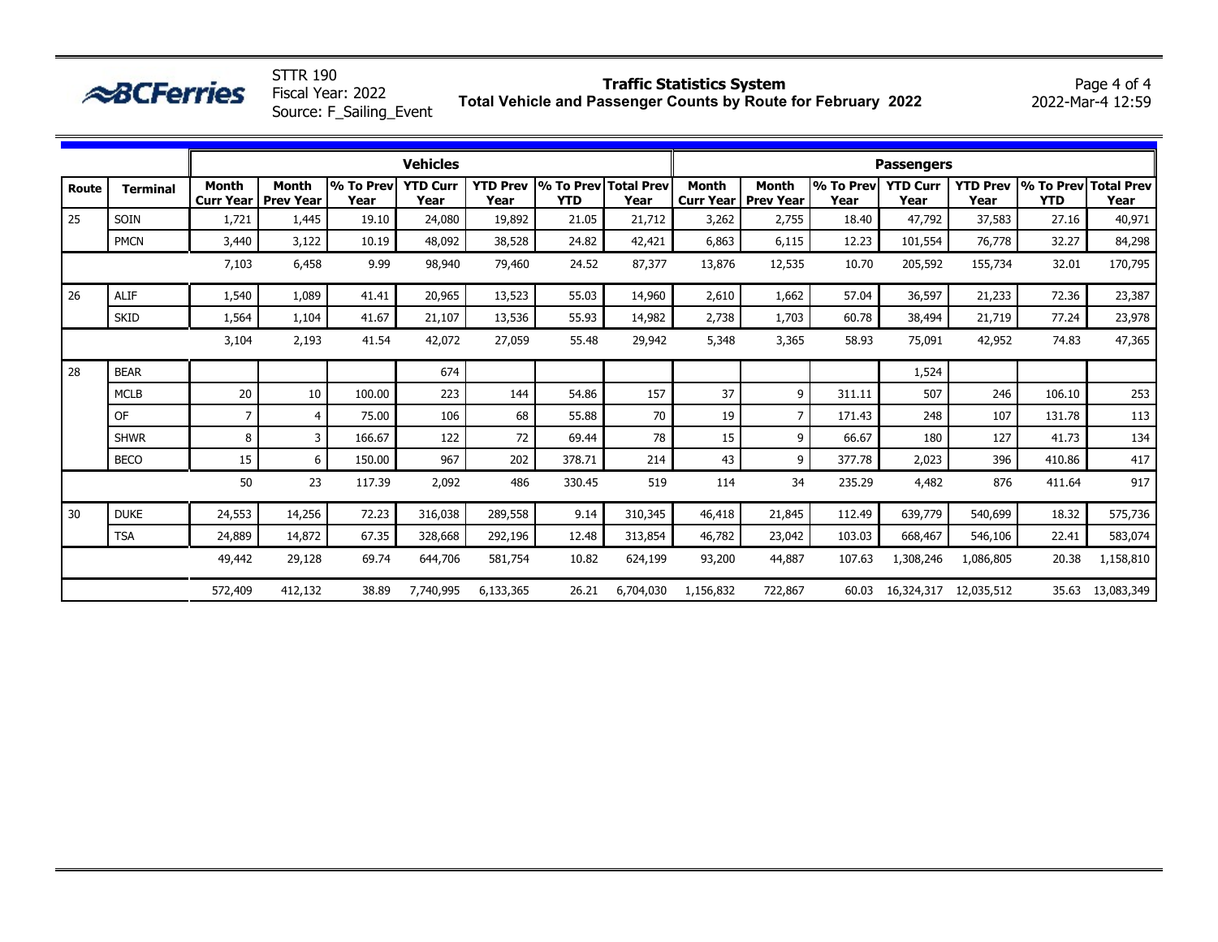BCFerries

STTR 190
Fiscal Year: 2022
Source: F_Sailing_Event

**Traffic Statistics System**
**Total Vehicle and Passenger Counts by Route for February 2022**

2022-Mar-4 12:59

| | | Vehicles | | | | | | | Passengers | | | | | | |
|---|---|---|---|---|---|---|---|---|---|---|---|---|---|---|---|
| Route | Terminal | Month Curr Year | Month Prev Year | % To Prev Year | YTD Curr Year | YTD Prev Year | % To Prev YTD | Total Prev Year | Month Curr Year | Month Prev Year | % To Prev Year | YTD Curr Year | YTD Prev Year | % To Prev YTD | Total Prev Year |
| 25 | SOIN | 1,721 | 1,445 | 19.10 | 24,080 | 19,892 | 21.05 | 21,712 | 3,262 | 2,755 | 18.40 | 47,792 | 37,583 | 27.16 | 40,971 |
| | PMCN | 3,440 | 3,122 | 10.19 | 48,092 | 38,528 | 24.82 | 42,421 | 6,863 | 6,115 | 12.23 | 101,554 | 76,778 | 32.27 | 84,298 |
| | | 7,103 | 6,458 | 9.99 | 98,940 | 79,460 | 24.52 | 87,377 | 13,876 | 12,535 | 10.70 | 205,592 | 155,734 | 32.01 | 170,795 |
| 26 | ALIF | 1,540 | 1,089 | 41.41 | 20,965 | 13,523 | 55.03 | 14,960 | 2,610 | 1,662 | 57.04 | 36,597 | 21,233 | 72.36 | 23,387 |
| | SKID | 1,564 | 1,104 | 41.67 | 21,107 | 13,536 | 55.93 | 14,982 | 2,738 | 1,703 | 60.78 | 38,494 | 21,719 | 77.24 | 23,978 |
| | | 3,104 | 2,193 | 41.54 | 42,072 | 27,059 | 55.48 | 29,942 | 5,348 | 3,365 | 58.93 | 75,091 | 42,952 | 74.83 | 47,365 |
| 28 | BEAR | | | | 674 | | | | | | | 1,524 | | | |
| | MCLB | 20 | 10 | 100.00 | 223 | 144 | 54.86 | 157 | 37 | 9 | 311.11 | 507 | 246 | 106.10 | 253 |
| | OF | 7 | 4 | 75.00 | 106 | 68 | 55.88 | 70 | 19 | 7 | 171.43 | 248 | 107 | 131.78 | 113 |
| | SHWR | 8 | 3 | 166.67 | 122 | 72 | 69.44 | 78 | 15 | 9 | 66.67 | 180 | 127 | 41.73 | 134 |
| | BECO | 15 | 6 | 150.00 | 967 | 202 | 378.71 | 214 | 43 | 9 | 377.78 | 2,023 | 396 | 410.86 | 417 |
| | | 50 | 23 | 117.39 | 2,092 | 486 | 330.45 | 519 | 114 | 34 | 235.29 | 4,482 | 876 | 411.64 | 917 |
| 30 | DUKE | 24,553 | 14,256 | 72.23 | 316,038 | 289,558 | 9.14 | 310,345 | 46,418 | 21,845 | 112.49 | 639,779 | 540,699 | 18.32 | 575,736 |
| | TSA | 24,889 | 14,872 | 67.35 | 328,668 | 292,196 | 12.48 | 313,854 | 46,782 | 23,042 | 103.03 | 668,467 | 546,106 | 22.41 | 583,074 |
| | | 49,442 | 29,128 | 69.74 | 644,706 | 581,754 | 10.82 | 624,199 | 93,200 | 44,887 | 107.63 | 1,308,246 | 1,086,805 | 20.38 | 1,158,810 |
| | | 572,409 | 412,132 | 38.89 | 7,740,995 | 6,133,365 | 26.21 | 6,704,030 | 1,156,832 | 722,867 | 60.03 | 16,324,317 | 12,035,512 | 35.63 | 13,083,349 |